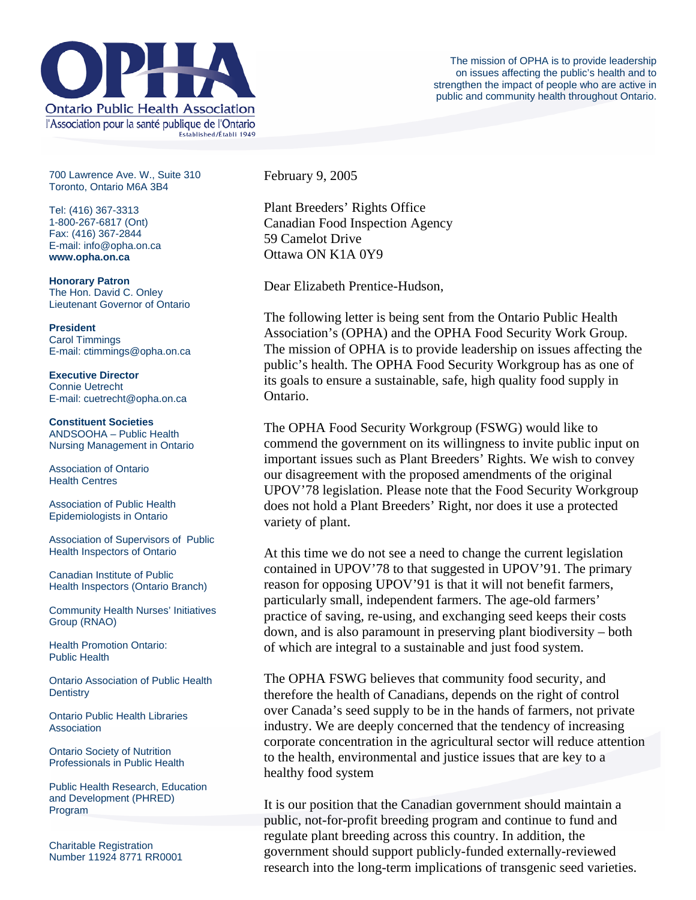# OPHA

**Ontario Public Health Association**
l'Association pour la santé publique de l'Ontario
Established/Établi 1949

The mission of OPHA is to provide leadership on issues affecting the public's health and to strengthen the impact of people who are active in public and community health throughout Ontario.

700 Lawrence Ave. W., Suite 310
Toronto, Ontario M6A 3B4

Tel: (416) 367-3313
1-800-267-6817 (Ont)
Fax: (416) 367-2844
E-mail: info@opha.on.ca
**www.opha.on.ca**

**Honorary Patron**
The Hon. David C. Onley
Lieutenant Governor of Ontario

**President**
Carol Timmings
E-mail: ctimmings@opha.on.ca

**Executive Director**
Connie Uetrecht
E-mail: cuetrecht@opha.on.ca

**Constituent Societies**

ANDSOOHA – Public Health Nursing Management in Ontario

Association of Ontario Health Centres

Association of Public Health Epidemiologists in Ontario

Association of Supervisors of Public Health Inspectors of Ontario

Canadian Institute of Public Health Inspectors (Ontario Branch)

Community Health Nurses' Initiatives Group (RNAO)

Health Promotion Ontario: Public Health

Ontario Association of Public Health Dentistry

Ontario Public Health Libraries Association

Ontario Society of Nutrition Professionals in Public Health

Public Health Research, Education and Development (PHRED) Program

Charitable Registration Number 11924 8771 RR0001

February 9, 2005

Plant Breeders' Rights Office
Canadian Food Inspection Agency
59 Camelot Drive
Ottawa ON K1A 0Y9

Dear Elizabeth Prentice-Hudson,

The following letter is being sent from the Ontario Public Health Association's (OPHA) and the OPHA Food Security Work Group. The mission of OPHA is to provide leadership on issues affecting the public's health. The OPHA Food Security Workgroup has as one of its goals to ensure a sustainable, safe, high quality food supply in Ontario.

The OPHA Food Security Workgroup (FSWG) would like to commend the government on its willingness to invite public input on important issues such as Plant Breeders' Rights. We wish to convey our disagreement with the proposed amendments of the original UPOV'78 legislation. Please note that the Food Security Workgroup does not hold a Plant Breeders' Right, nor does it use a protected variety of plant.

At this time we do not see a need to change the current legislation contained in UPOV'78 to that suggested in UPOV'91. The primary reason for opposing UPOV'91 is that it will not benefit farmers, particularly small, independent farmers. The age-old farmers' practice of saving, re-using, and exchanging seed keeps their costs down, and is also paramount in preserving plant biodiversity – both of which are integral to a sustainable and just food system.

The OPHA FSWG believes that community food security, and therefore the health of Canadians, depends on the right of control over Canada's seed supply to be in the hands of farmers, not private industry. We are deeply concerned that the tendency of increasing corporate concentration in the agricultural sector will reduce attention to the health, environmental and justice issues that are key to a healthy food system

It is our position that the Canadian government should maintain a public, not-for-profit breeding program and continue to fund and regulate plant breeding across this country. In addition, the government should support publicly-funded externally-reviewed research into the long-term implications of transgenic seed varieties.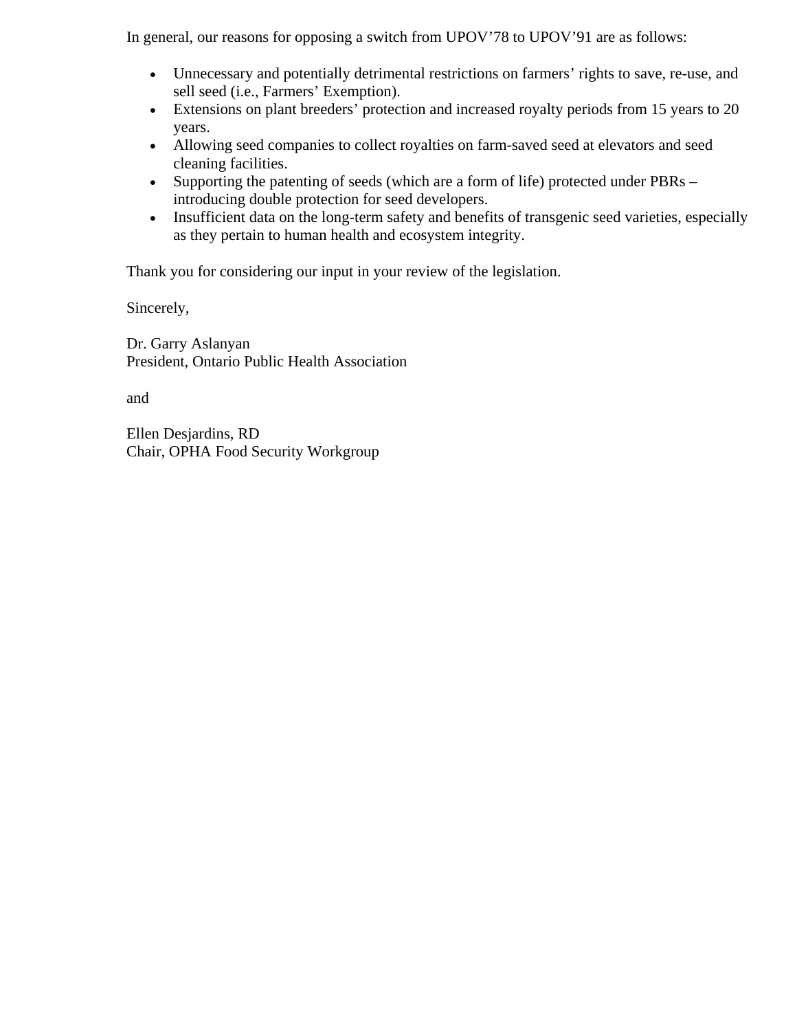In general, our reasons for opposing a switch from UPOV'78 to UPOV'91 are as follows:

- Unnecessary and potentially detrimental restrictions on farmers' rights to save, re-use, and sell seed (i.e., Farmers' Exemption).
- Extensions on plant breeders' protection and increased royalty periods from 15 years to 20 years.
- Allowing seed companies to collect royalties on farm-saved seed at elevators and seed cleaning facilities.
- Supporting the patenting of seeds (which are a form of life) protected under PBRs – introducing double protection for seed developers.
- Insufficient data on the long-term safety and benefits of transgenic seed varieties, especially as they pertain to human health and ecosystem integrity.

Thank you for considering our input in your review of the legislation.

Sincerely,

Dr. Garry Aslanyan
President, Ontario Public Health Association

and

Ellen Desjardins, RD
Chair, OPHA Food Security Workgroup